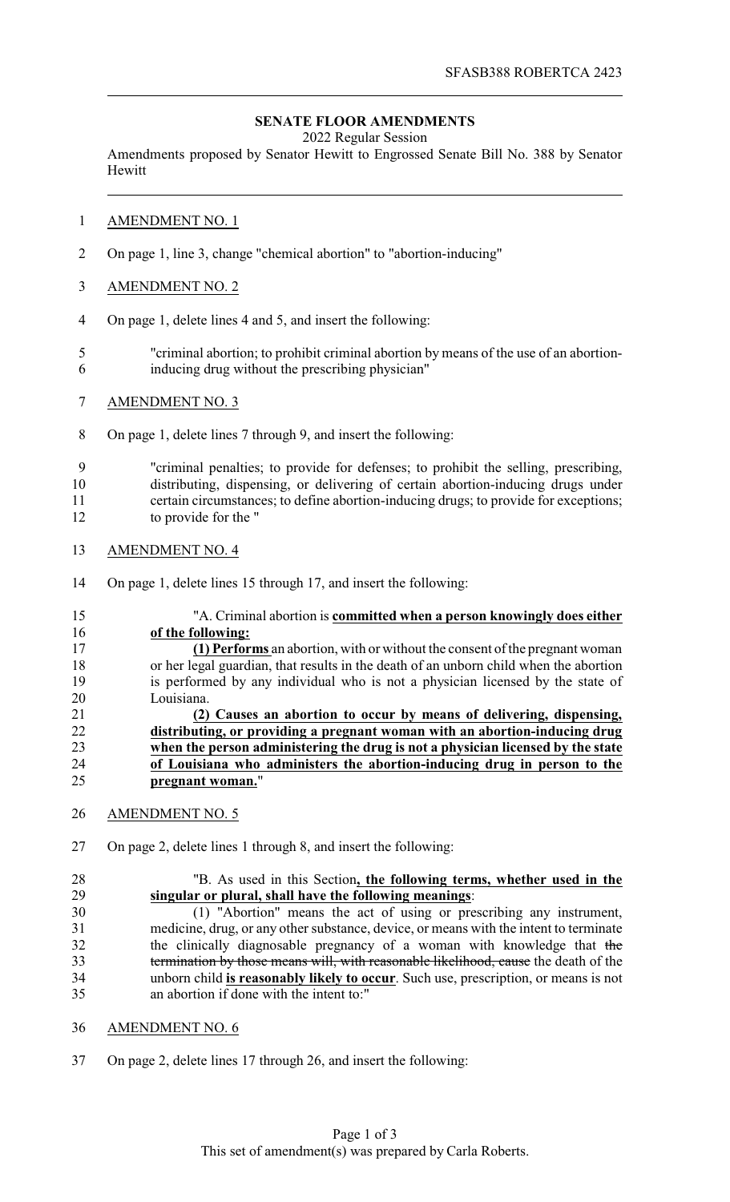SFASB388 ROBERTCA 2423

## SENATE FLOOR AMENDMENTS

2022 Regular Session

Amendments proposed by Senator Hewitt to Engrossed Senate Bill No. 388 by Senator Hewitt

AMENDMENT NO. 1

On page 1, line 3, change "chemical abortion" to "abortion-inducing"

AMENDMENT NO. 2

On page 1, delete lines 4 and 5, and insert the following:

"criminal abortion; to prohibit criminal abortion by means of the use of an abortion-inducing drug without the prescribing physician"

AMENDMENT NO. 3

On page 1, delete lines 7 through 9, and insert the following:

"criminal penalties; to provide for defenses; to prohibit the selling, prescribing, distributing, dispensing, or delivering of certain abortion-inducing drugs under certain circumstances; to define abortion-inducing drugs; to provide for exceptions; to provide for the "

AMENDMENT NO. 4

On page 1, delete lines 15 through 17, and insert the following:

"A. Criminal abortion is **committed when a person knowingly does either of the following:**

**(1) Performs** an abortion, with or without the consent of the pregnant woman or her legal guardian, that results in the death of an unborn child when the abortion is performed by any individual who is not a physician licensed by the state of Louisiana.

**(2) Causes an abortion to occur by means of delivering, dispensing, distributing, or providing a pregnant woman with an abortion-inducing drug when the person administering the drug is not a physician licensed by the state of Louisiana who administers the abortion-inducing drug in person to the pregnant woman.**"

AMENDMENT NO. 5

On page 2, delete lines 1 through 8, and insert the following:

"B. As used in this Section**, the following terms, whether used in the singular or plural, shall have the following meanings**:

(1) "Abortion" means the act of using or prescribing any instrument, medicine, drug, or any other substance, device, or means with the intent to terminate the clinically diagnosable pregnancy of a woman with knowledge that ~~the termination by those means will, with reasonable likelihood, cause~~ the death of the unborn child **is reasonably likely to occur**. Such use, prescription, or means is not an abortion if done with the intent to:"

AMENDMENT NO. 6

On page 2, delete lines 17 through 26, and insert the following: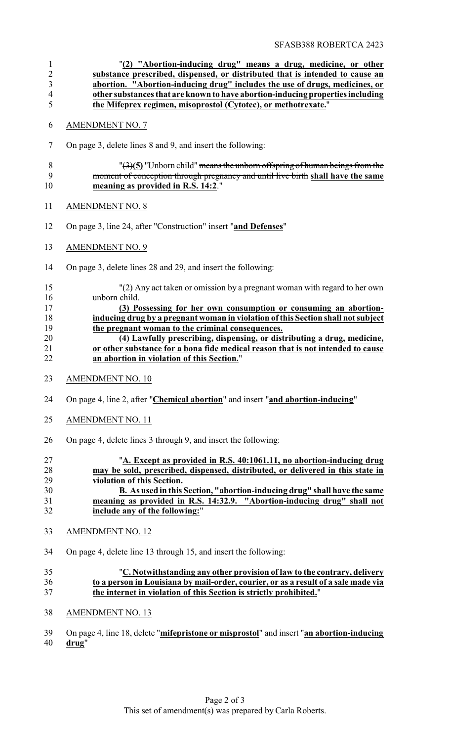"**(2) "Abortion-inducing drug" means a drug, medicine, or other substance prescribed, dispensed, or distributed that is intended to cause an abortion. "Abortion-inducing drug" includes the use of drugs, medicines, or other substances that are known to have abortion-inducing properties including the Mifeprex regimen, misoprostol (Cytotec), or methotrexate.**"

AMENDMENT NO. 7

On page 3, delete lines 8 and 9, and insert the following:

"~~(3)~~**(5)** "Unborn child" ~~means the unborn offspring of human beings from the moment of conception through pregnancy and until live birth~~ **shall have the same meaning as provided in R.S. 14:2**."

AMENDMENT NO. 8

On page 3, line 24, after "Construction" insert "**and Defenses**"

AMENDMENT NO. 9

On page 3, delete lines 28 and 29, and insert the following:

"(2) Any act taken or omission by a pregnant woman with regard to her own unborn child.

**(3) Possessing for her own consumption or consuming an abortion-inducing drug by a pregnant woman in violation of this Section shall not subject the pregnant woman to the criminal consequences.**

**(4) Lawfully prescribing, dispensing, or distributing a drug, medicine, or other substance for a bona fide medical reason that is not intended to cause an abortion in violation of this Section.**"

AMENDMENT NO. 10

On page 4, line 2, after "**Chemical abortion**" and insert "**and abortion-inducing**"

AMENDMENT NO. 11

On page 4, delete lines 3 through 9, and insert the following:

"**A. Except as provided in R.S. 40:1061.11, no abortion-inducing drug may be sold, prescribed, dispensed, distributed, or delivered in this state in violation of this Section.**

**B. As used in this Section, "abortion-inducing drug" shall have the same meaning as provided in R.S. 14:32.9. "Abortion-inducing drug" shall not include any of the following:**"

AMENDMENT NO. 12

On page 4, delete line 13 through 15, and insert the following:

"**C. Notwithstanding any other provision of law to the contrary, delivery to a person in Louisiana by mail-order, courier, or as a result of a sale made via the internet in violation of this Section is strictly prohibited.**"

AMENDMENT NO. 13

On page 4, line 18, delete "**mifepristone or misprostol**" and insert "**an abortion-inducing drug**"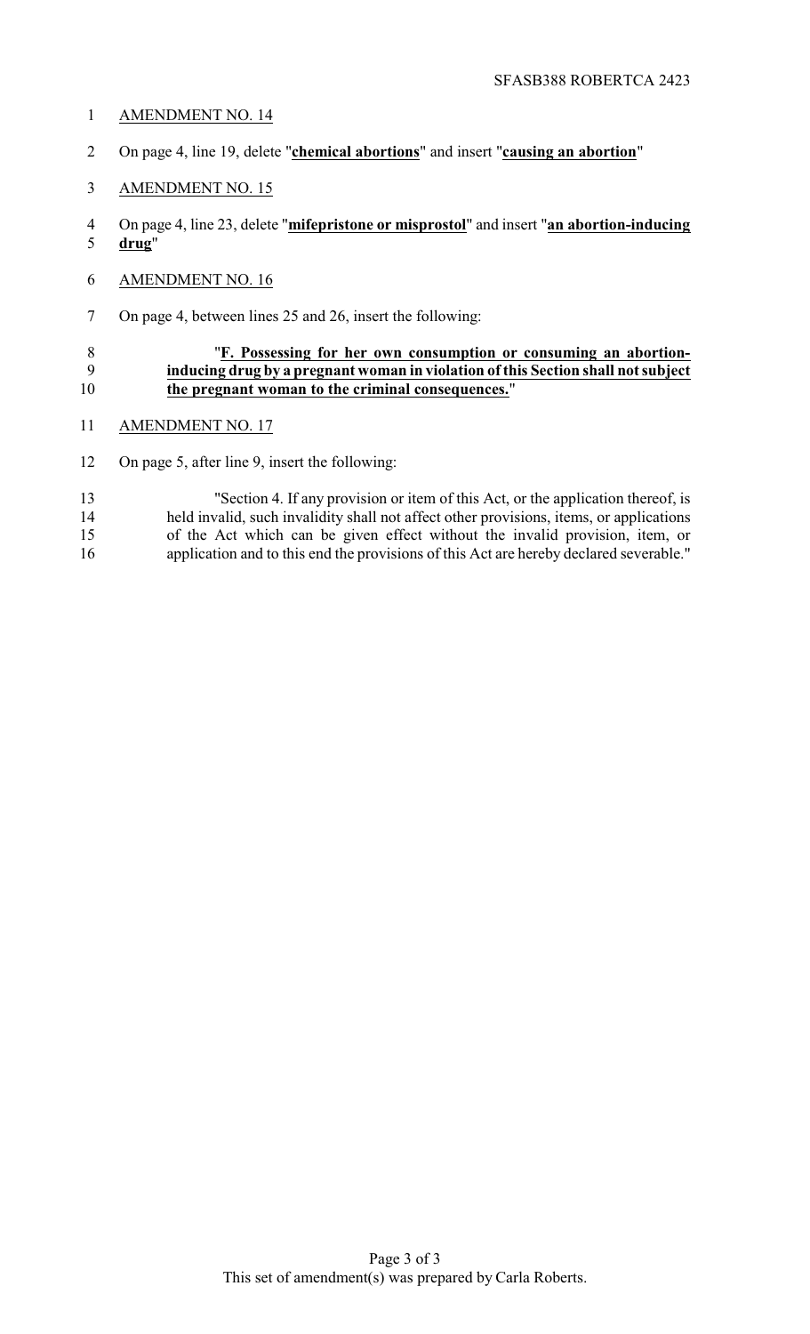AMENDMENT NO. 14

On page 4, line 19, delete "**chemical abortions**" and insert "**causing an abortion**"

AMENDMENT NO. 15

On page 4, line 23, delete "**mifepristone or misprostol**" and insert "**an abortion-inducing drug**"

AMENDMENT NO. 16

On page 4, between lines 25 and 26, insert the following:

"**F. Possessing for her own consumption or consuming an abortion-inducing drug by a pregnant woman in violation of this Section shall not subject the pregnant woman to the criminal consequences.**"

AMENDMENT NO. 17

On page 5, after line 9, insert the following:

"Section 4. If any provision or item of this Act, or the application thereof, is held invalid, such invalidity shall not affect other provisions, items, or applications of the Act which can be given effect without the invalid provision, item, or application and to this end the provisions of this Act are hereby declared severable."

This set of amendment(s) was prepared by Carla Roberts.